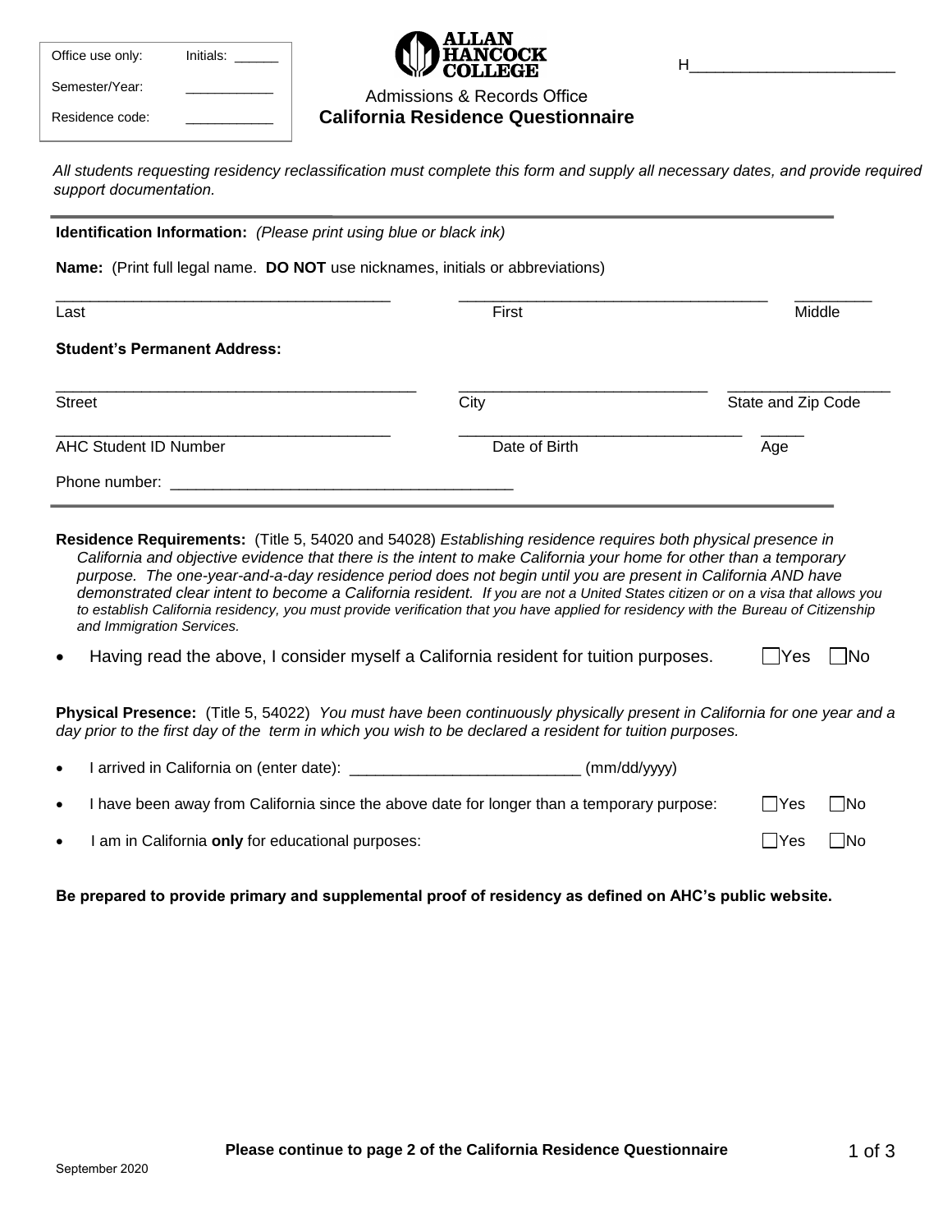| Office use only: | Initials: ______ |
| --- | --- |
| Semester/Year: | ___________ |
| Residence code: | ___________ |

ALLAN HANCOCK COLLEGE

H_______________________

Admissions & Records Office

## California Residence Questionnaire

*All students requesting residency reclassification must complete this form and supply all necessary dates, and provide required support documentation.*

**Identification Information:** *(Please print using blue or black ink)*

**Name:** (Print full legal name. **DO NOT** use nicknames, initials or abbreviations)

______________________________________ ____________________________________ _________
Last First Middle

**Student's Permanent Address:**

__________________________________________ _____________________________ ___________________
Street City State and Zip Code

______________________________________ _________________________________ _____
AHC Student ID Number Date of Birth Age

Phone number: ________________________________________

**Residence Requirements:** (Title 5, 54020 and 54028) *Establishing residence requires both physical presence in California and objective evidence that there is the intent to make California your home for other than a temporary purpose. The one-year-and-a-day residence period does not begin until you are present in California AND have demonstrated clear intent to become a California resident. If you are not a United States citizen or on a visa that allows you to establish California residency, you must provide verification that you have applied for residency with the Bureau of Citizenship and Immigration Services.*

- Having read the above, I consider myself a California resident for tuition purposes. ☐Yes ☐No

**Physical Presence:** (Title 5, 54022) *You must have been continuously physically present in California for one year and a day prior to the first day of the term in which you wish to be declared a resident for tuition purposes.*

- I arrived in California on (enter date): __________________________ (mm/dd/yyyy)
- I have been away from California since the above date for longer than a temporary purpose: ☐Yes ☐No
- I am in California **only** for educational purposes: ☐Yes ☐No

**Be prepared to provide primary and supplemental proof of residency as defined on AHC's public website.**

**Please continue to page 2 of the California Residence Questionnaire**

September 2020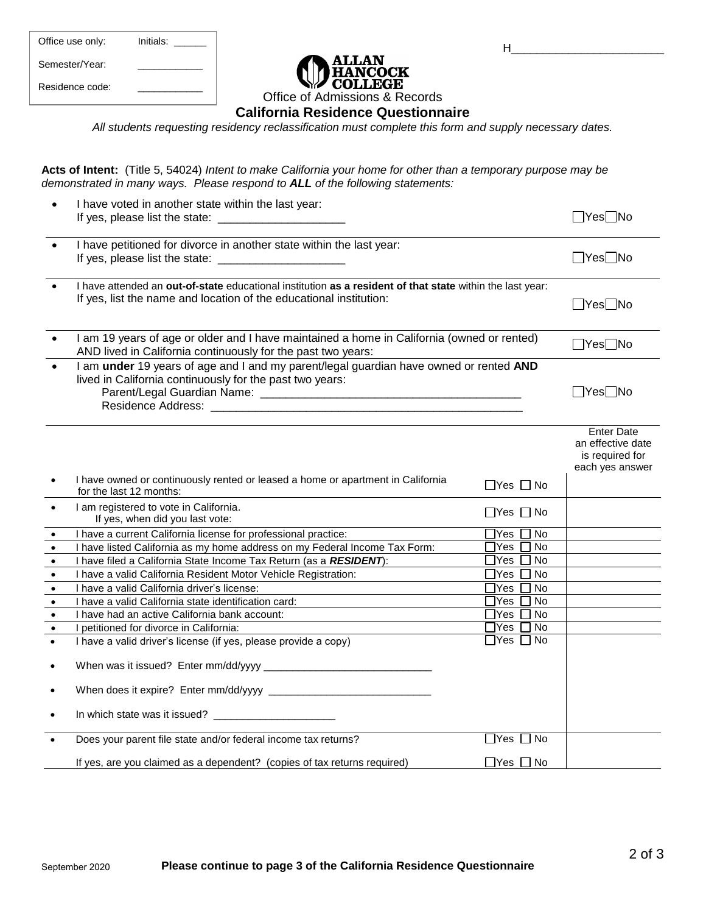| Office use only: | Initials: ______ |
| --- | --- |
| Semester/Year: | ___________ |
| Residence code: | ___________ |

H_______________________

ALLAN HANCOCK COLLEGE

Office of Admissions & Records

## California Residence Questionnaire

*All students requesting residency reclassification must complete this form and supply necessary dates.*

**Acts of Intent:** (Title 5, 54024) *Intent to make California your home for other than a temporary purpose may be demonstrated in many ways. Please respond to **ALL** of the following statements:*

- I have voted in another state within the last year:
  If yes, please list the state: ____________________ ☐Yes☐No

- I have petitioned for divorce in another state within the last year:
  If yes, please list the state: ____________________ ☐Yes☐No

- I have attended an **out-of-state** educational institution **as a resident of that state** within the last year:
  If yes, list the name and location of the educational institution: ☐Yes☐No

- I am 19 years of age or older and I have maintained a home in California (owned or rented) AND lived in California continuously for the past two years: ☐Yes☐No

- I am **under** 19 years of age and I and my parent/legal guardian have owned or rented **AND** lived in California continuously for the past two years: ☐Yes☐No
  Parent/Legal Guardian Name: ________________________________________
  Residence Address: ________________________________________________

| | | Enter Date an effective date is required for each yes answer |
| --- | --- | --- |
| • I have owned or continuously rented or leased a home or apartment in California for the last 12 months: | ☐Yes ☐ No | |
| • I am registered to vote in California. If yes, when did you last vote: | ☐Yes ☐ No | |
| • I have a current California license for professional practice: | ☐Yes ☐ No | |
| • I have listed California as my home address on my Federal Income Tax Form: | ☐Yes ☐ No | |
| • I have filed a California State Income Tax Return (as a ***RESIDENT***): | ☐Yes ☐ No | |
| • I have a valid California Resident Motor Vehicle Registration: | ☐Yes ☐ No | |
| • I have a valid California driver's license: | ☐Yes ☐ No | |
| • I have a valid California state identification card: | ☐Yes ☐ No | |
| • I have had an active California bank account: | ☐Yes ☐ No | |
| • I petitioned for divorce in California: | ☐Yes ☐ No | |
| • I have a valid driver's license (if yes, please provide a copy)<br>• When was it issued? Enter mm/dd/yyyy ____________________________<br>• When does it expire? Enter mm/dd/yyyy ___________________________<br>• In which state was it issued? ____________________ | ☐Yes ☐ No | |
| • Does your parent file state and/or federal income tax returns? | ☐Yes ☐ No | |
| If yes, are you claimed as a dependent? (copies of tax returns required) | ☐Yes ☐ No | |

September 2020 **Please continue to page 3 of the California Residence Questionnaire**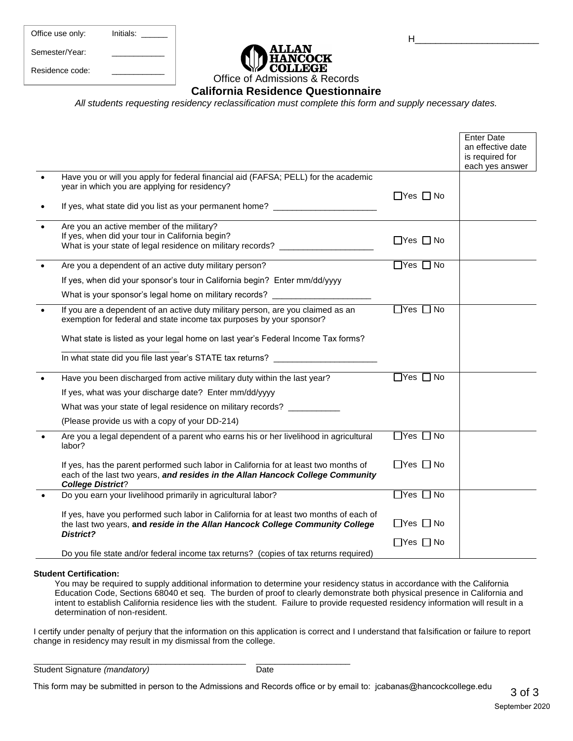| Office use only: | Initials: ______ |
|---|---|
| Semester/Year: | ___________ |
| Residence code: | ___________ |

H________________________

ALLAN HANCOCK COLLEGE

Office of Admissions & Records

## California Residence Questionnaire

*All students requesting residency reclassification must complete this form and supply necessary dates.*

| | | Enter Date an effective date is required for each yes answer |
|---|---|---|
| • Have you or will you apply for federal financial aid (FAFSA; PELL) for the academic year in which you are applying for residency?<br>• If yes, what state did you list as your permanent home? ______________________ | ☐Yes ☐ No | |
| • Are you an active member of the military?<br>If yes, when did your tour in California begin?<br>What is your state of legal residence on military records? ____________________ | ☐Yes ☐ No | |
| • Are you a dependent of an active duty military person?<br>If yes, when did your sponsor's tour in California begin? Enter mm/dd/yyyy<br>What is your sponsor's legal home on military records? _____________________ | ☐Yes ☐ No | |
| • If you are a dependent of an active duty military person, are you claimed as an exemption for federal and state income tax purposes by your sponsor?<br>What state is listed as your legal home on last year's Federal Income Tax forms? ________________________<br>In what state did you file last year's STATE tax returns? ______________________ | ☐Yes ☐ No | |
| • Have you been discharged from active military duty within the last year?<br>If yes, what was your discharge date? Enter mm/dd/yyyy<br>What was your state of legal residence on military records? ___________<br>(Please provide us with a copy of your DD-214) | ☐Yes ☐ No | |
| • Are you a legal dependent of a parent who earns his or her livelihood in agricultural labor? | ☐Yes ☐ No | |
| If yes, has the parent performed such labor in California for at least two months of each of the last two years, ***and resides in the Allan Hancock College Community College District***? | ☐Yes ☐ No | |
| • Do you earn your livelihood primarily in agricultural labor? | ☐Yes ☐ No | |
| If yes, have you performed such labor in California for at least two months of each of the last two years, **and *reside in the Allan Hancock College Community College District?*** | ☐Yes ☐ No | |
| Do you file state and/or federal income tax returns? (copies of tax returns required) | ☐Yes ☐ No | |

**Student Certification:**

You may be required to supply additional information to determine your residency status in accordance with the California Education Code, Sections 68040 et seq. The burden of proof to clearly demonstrate both physical presence in California and intent to establish California residence lies with the student. Failure to provide requested residency information will result in a determination of non-resident.

I certify under penalty of perjury that the information on this application is correct and I understand that falsification or failure to report change in residency may result in my dismissal from the college.

_____________________________________________ ____________________

Student Signature *(mandatory)* Date

This form may be submitted in person to the Admissions and Records office or by email to: jcabanas@hancockcollege.edu

September 2020